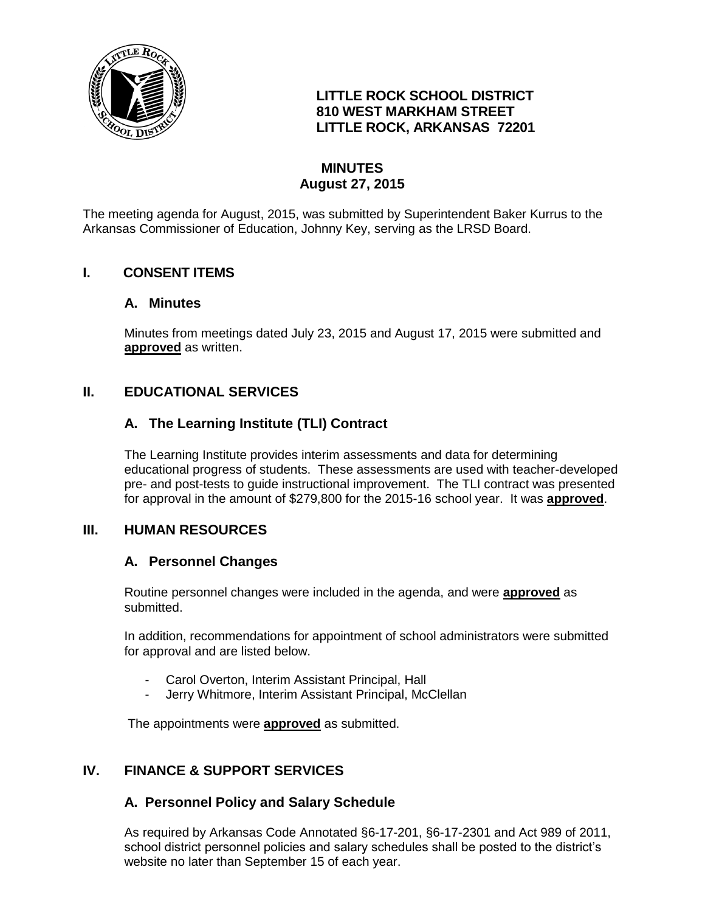**LITTLE ROCK SCHOOL DISTRICT**
**810 WEST MARKHAM STREET**
**LITTLE ROCK, ARKANSAS 72201**

# MINUTES
## August 27, 2015

The meeting agenda for August, 2015, was submitted by Superintendent Baker Kurrus to the Arkansas Commissioner of Education, Johnny Key, serving as the LRSD Board.

## I. CONSENT ITEMS

### A. Minutes

Minutes from meetings dated July 23, 2015 and August 17, 2015 were submitted and **approved** as written.

## II. EDUCATIONAL SERVICES

### A. The Learning Institute (TLI) Contract

The Learning Institute provides interim assessments and data for determining educational progress of students. These assessments are used with teacher-developed pre- and post-tests to guide instructional improvement. The TLI contract was presented for approval in the amount of $279,800 for the 2015-16 school year. It was **approved**.

## III. HUMAN RESOURCES

### A. Personnel Changes

Routine personnel changes were included in the agenda, and were **approved** as submitted.

In addition, recommendations for appointment of school administrators were submitted for approval and are listed below.

- Carol Overton, Interim Assistant Principal, Hall
- Jerry Whitmore, Interim Assistant Principal, McClellan

The appointments were **approved** as submitted.

## IV. FINANCE & SUPPORT SERVICES

### A. Personnel Policy and Salary Schedule

As required by Arkansas Code Annotated §6-17-201, §6-17-2301 and Act 989 of 2011, school district personnel policies and salary schedules shall be posted to the district's website no later than September 15 of each year.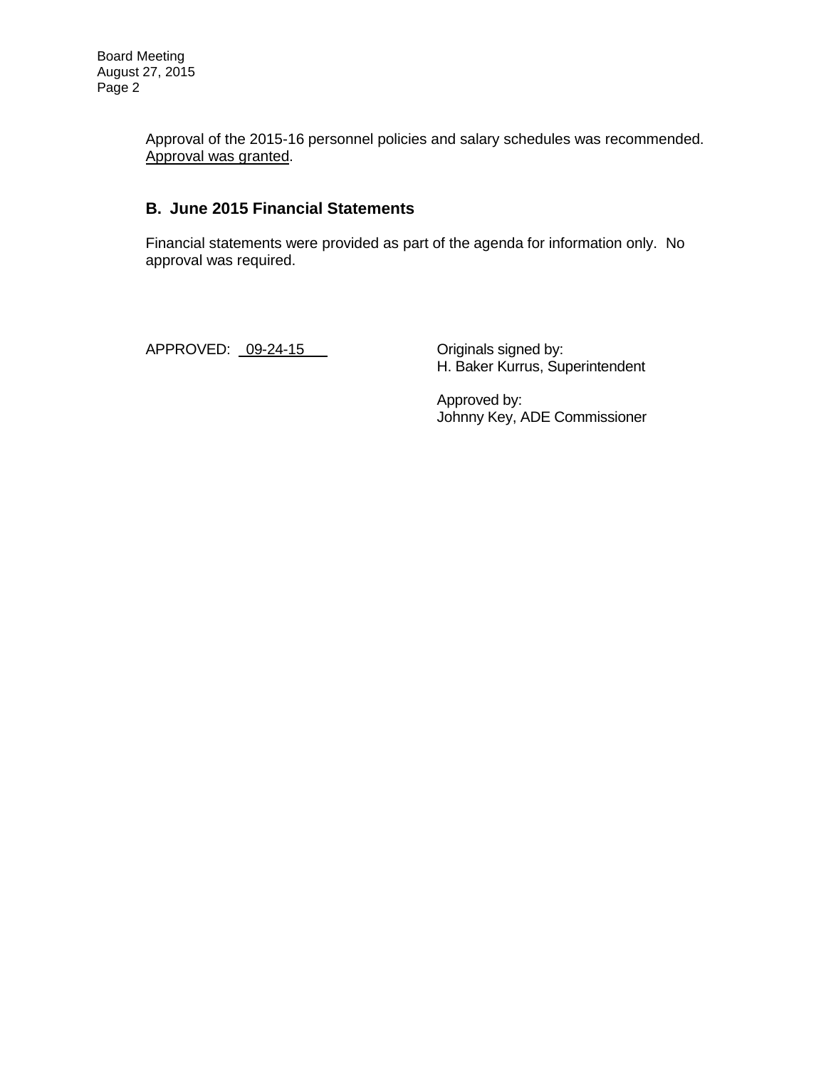Approval of the 2015-16 personnel policies and salary schedules was recommended. Approval was granted.

## B. June 2015 Financial Statements

Financial statements were provided as part of the agenda for information only. No approval was required.

APPROVED: 09-24-15

Originals signed by:
H. Baker Kurrus, Superintendent

Approved by:
Johnny Key, ADE Commissioner